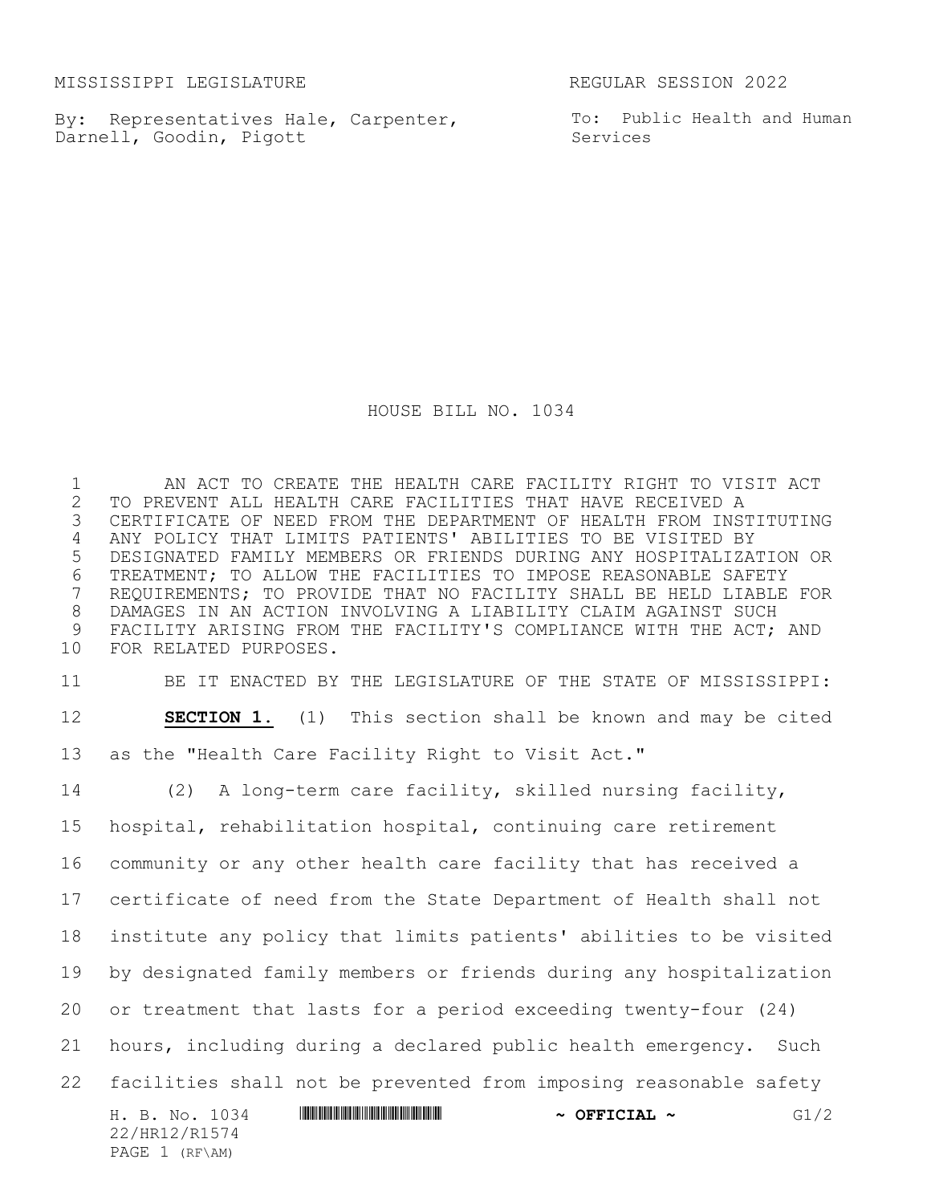MISSISSIPPI LEGISLATURE REGULAR SESSION 2022

By: Representatives Hale, Carpenter, Darnell, Goodin, Pigott

To: Public Health and Human Services

# HOUSE BILL NO. 1034

AN ACT TO CREATE THE HEALTH CARE FACILITY RIGHT TO VISIT ACT TO PREVENT ALL HEALTH CARE FACILITIES THAT HAVE RECEIVED A CERTIFICATE OF NEED FROM THE DEPARTMENT OF HEALTH FROM INSTITUTING ANY POLICY THAT LIMITS PATIENTS' ABILITIES TO BE VISITED BY DESIGNATED FAMILY MEMBERS OR FRIENDS DURING ANY HOSPITALIZATION OR TREATMENT; TO ALLOW THE FACILITIES TO IMPOSE REASONABLE SAFETY REQUIREMENTS; TO PROVIDE THAT NO FACILITY SHALL BE HELD LIABLE FOR DAMAGES IN AN ACTION INVOLVING A LIABILITY CLAIM AGAINST SUCH FACILITY ARISING FROM THE FACILITY'S COMPLIANCE WITH THE ACT; AND FOR RELATED PURPOSES.

BE IT ENACTED BY THE LEGISLATURE OF THE STATE OF MISSISSIPPI:

**SECTION 1.** (1) This section shall be known and may be cited as the "Health Care Facility Right to Visit Act."

(2) A long-term care facility, skilled nursing facility, hospital, rehabilitation hospital, continuing care retirement community or any other health care facility that has received a certificate of need from the State Department of Health shall not institute any policy that limits patients' abilities to be visited by designated family members or friends during any hospitalization or treatment that lasts for a period exceeding twenty-four (24) hours, including during a declared public health emergency. Such facilities shall not be prevented from imposing reasonable safety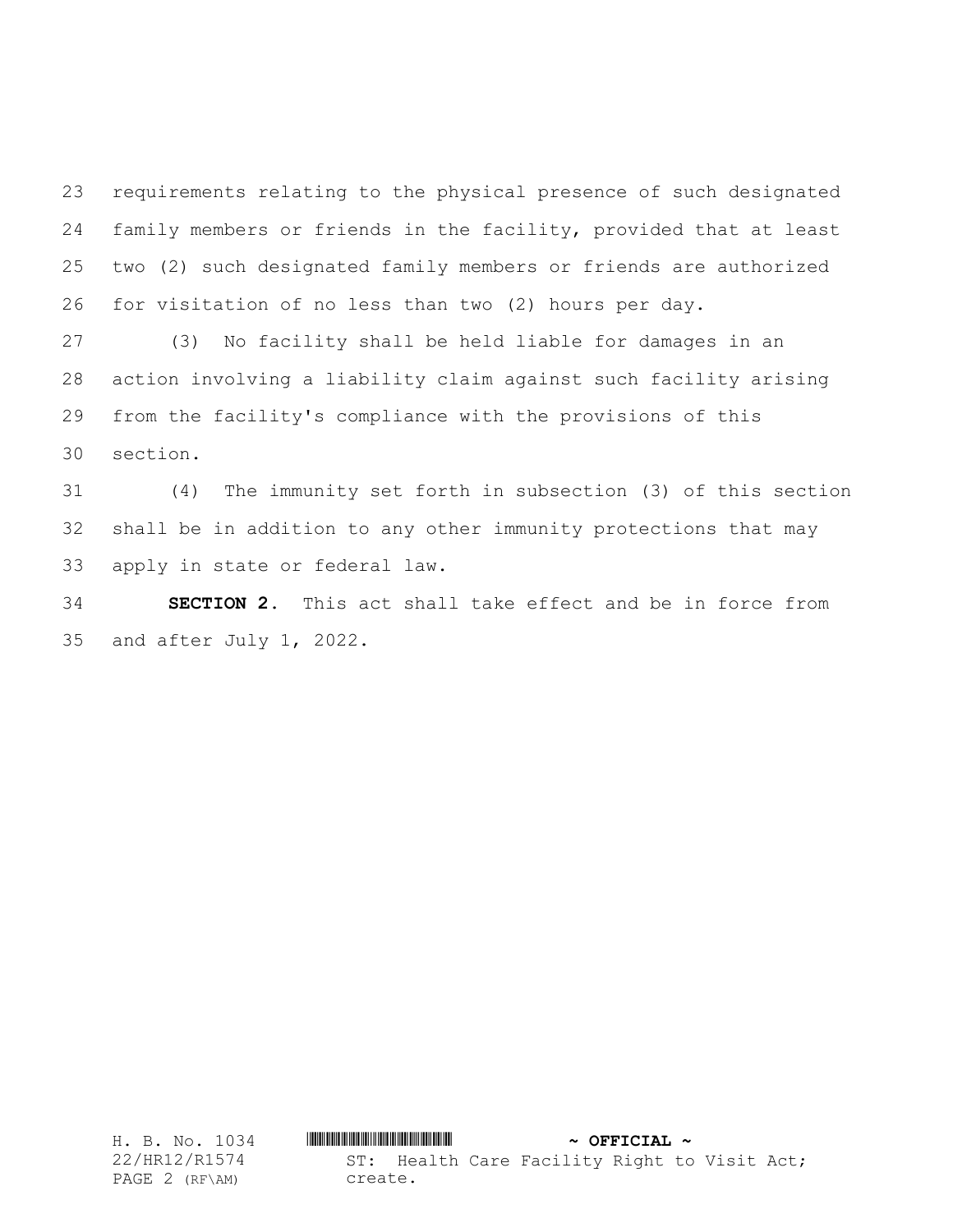requirements relating to the physical presence of such designated family members or friends in the facility, provided that at least two (2) such designated family members or friends are authorized for visitation of no less than two (2) hours per day.

(3) No facility shall be held liable for damages in an action involving a liability claim against such facility arising from the facility's compliance with the provisions of this section.

(4) The immunity set forth in subsection (3) of this section shall be in addition to any other immunity protections that may apply in state or federal law.

**SECTION 2.** This act shall take effect and be in force from and after July 1, 2022.